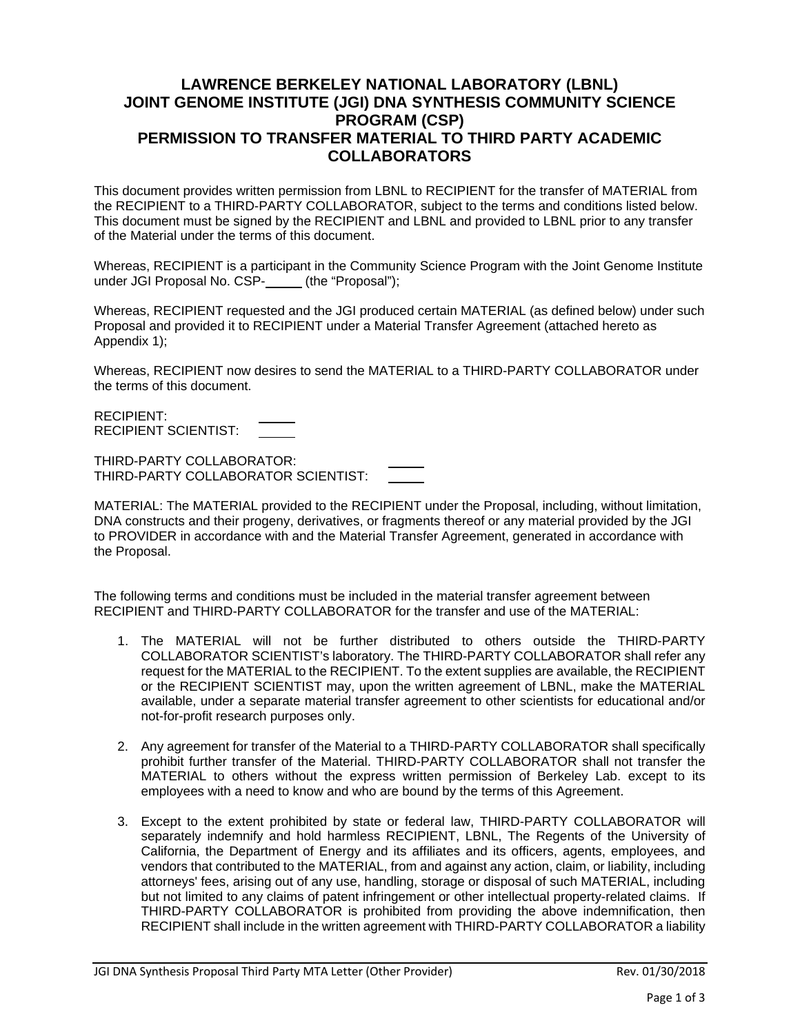# LAWRENCE BERKELEY NATIONAL LABORATORY (LBNL) JOINT GENOME INSTITUTE (JGI) DNA SYNTHESIS COMMUNITY SCIENCE PROGRAM (CSP) PERMISSION TO TRANSFER MATERIAL TO THIRD PARTY ACADEMIC COLLABORATORS

This document provides written permission from LBNL to RECIPIENT for the transfer of MATERIAL from the RECIPIENT to a THIRD-PARTY COLLABORATOR, subject to the terms and conditions listed below. This document must be signed by the RECIPIENT and LBNL and provided to LBNL prior to any transfer of the Material under the terms of this document.

Whereas, RECIPIENT is a participant in the Community Science Program with the Joint Genome Institute under JGI Proposal No. CSP-_____ (the "Proposal");

Whereas, RECIPIENT requested and the JGI produced certain MATERIAL (as defined below) under such Proposal and provided it to RECIPIENT under a Material Transfer Agreement (attached hereto as Appendix 1);

Whereas, RECIPIENT now desires to send the MATERIAL to a THIRD-PARTY COLLABORATOR under the terms of this document.

RECIPIENT: _____
RECIPIENT SCIENTIST: _____

THIRD-PARTY COLLABORATOR: _____
THIRD-PARTY COLLABORATOR SCIENTIST: _____

MATERIAL: The MATERIAL provided to the RECIPIENT under the Proposal, including, without limitation, DNA constructs and their progeny, derivatives, or fragments thereof or any material provided by the JGI to PROVIDER in accordance with and the Material Transfer Agreement, generated in accordance with the Proposal.

The following terms and conditions must be included in the material transfer agreement between RECIPIENT and THIRD-PARTY COLLABORATOR for the transfer and use of the MATERIAL:

1. The MATERIAL will not be further distributed to others outside the THIRD-PARTY COLLABORATOR SCIENTIST's laboratory. The THIRD-PARTY COLLABORATOR shall refer any request for the MATERIAL to the RECIPIENT. To the extent supplies are available, the RECIPIENT or the RECIPIENT SCIENTIST may, upon the written agreement of LBNL, make the MATERIAL available, under a separate material transfer agreement to other scientists for educational and/or not-for-profit research purposes only.

2. Any agreement for transfer of the Material to a THIRD-PARTY COLLABORATOR shall specifically prohibit further transfer of the Material. THIRD-PARTY COLLABORATOR shall not transfer the MATERIAL to others without the express written permission of Berkeley Lab. except to its employees with a need to know and who are bound by the terms of this Agreement.

3. Except to the extent prohibited by state or federal law, THIRD-PARTY COLLABORATOR will separately indemnify and hold harmless RECIPIENT, LBNL, The Regents of the University of California, the Department of Energy and its affiliates and its officers, agents, employees, and vendors that contributed to the MATERIAL, from and against any action, claim, or liability, including attorneys' fees, arising out of any use, handling, storage or disposal of such MATERIAL, including but not limited to any claims of patent infringement or other intellectual property-related claims. If THIRD-PARTY COLLABORATOR is prohibited from providing the above indemnification, then RECIPIENT shall include in the written agreement with THIRD-PARTY COLLABORATOR a liability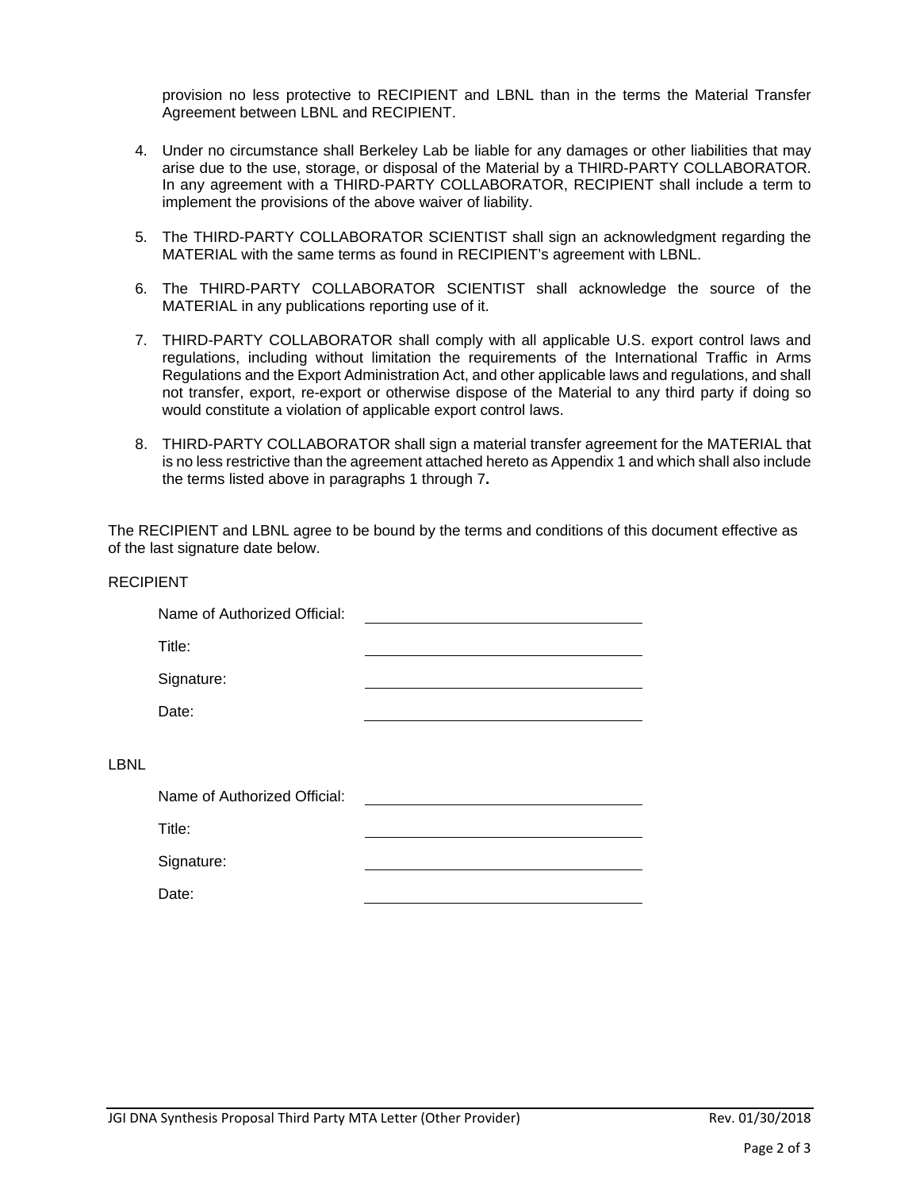provision no less protective to RECIPIENT and LBNL than in the terms the Material Transfer Agreement between LBNL and RECIPIENT.

4. Under no circumstance shall Berkeley Lab be liable for any damages or other liabilities that may arise due to the use, storage, or disposal of the Material by a THIRD-PARTY COLLABORATOR. In any agreement with a THIRD-PARTY COLLABORATOR, RECIPIENT shall include a term to implement the provisions of the above waiver of liability.

5. The THIRD-PARTY COLLABORATOR SCIENTIST shall sign an acknowledgment regarding the MATERIAL with the same terms as found in RECIPIENT's agreement with LBNL.

6. The THIRD-PARTY COLLABORATOR SCIENTIST shall acknowledge the source of the MATERIAL in any publications reporting use of it.

7. THIRD-PARTY COLLABORATOR shall comply with all applicable U.S. export control laws and regulations, including without limitation the requirements of the International Traffic in Arms Regulations and the Export Administration Act, and other applicable laws and regulations, and shall not transfer, export, re-export or otherwise dispose of the Material to any third party if doing so would constitute a violation of applicable export control laws.

8. THIRD-PARTY COLLABORATOR shall sign a material transfer agreement for the MATERIAL that is no less restrictive than the agreement attached hereto as Appendix 1 and which shall also include the terms listed above in paragraphs 1 through 7**.**

The RECIPIENT and LBNL agree to be bound by the terms and conditions of this document effective as of the last signature date below.

RECIPIENT

Name of Authorized Official: ______________________________

Title: ______________________________

Signature: ______________________________

Date: ______________________________

LBNL

Name of Authorized Official: ______________________________

Title: ______________________________

Signature: ______________________________

Date: ______________________________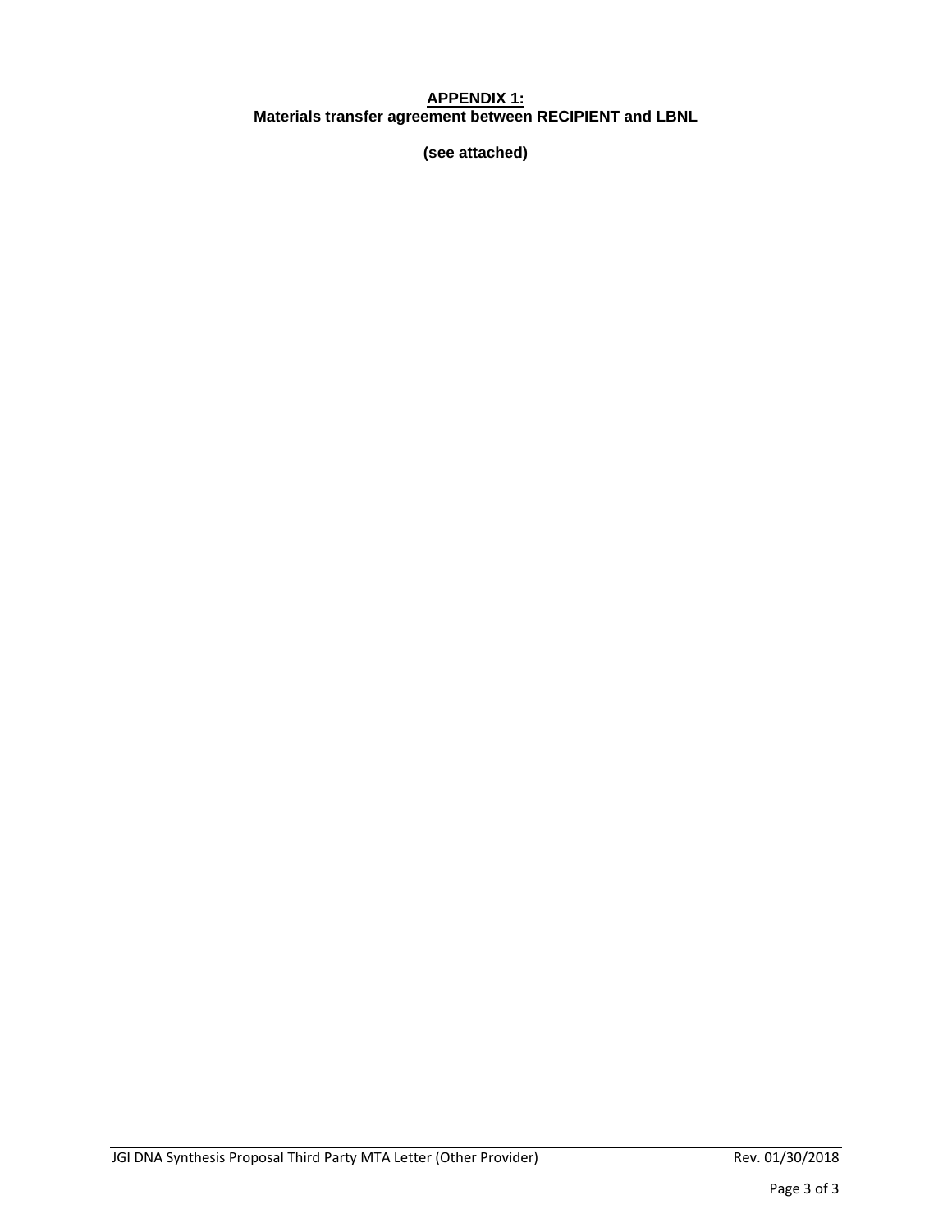## APPENDIX 1:

**Materials transfer agreement between RECIPIENT and LBNL**

**(see attached)**